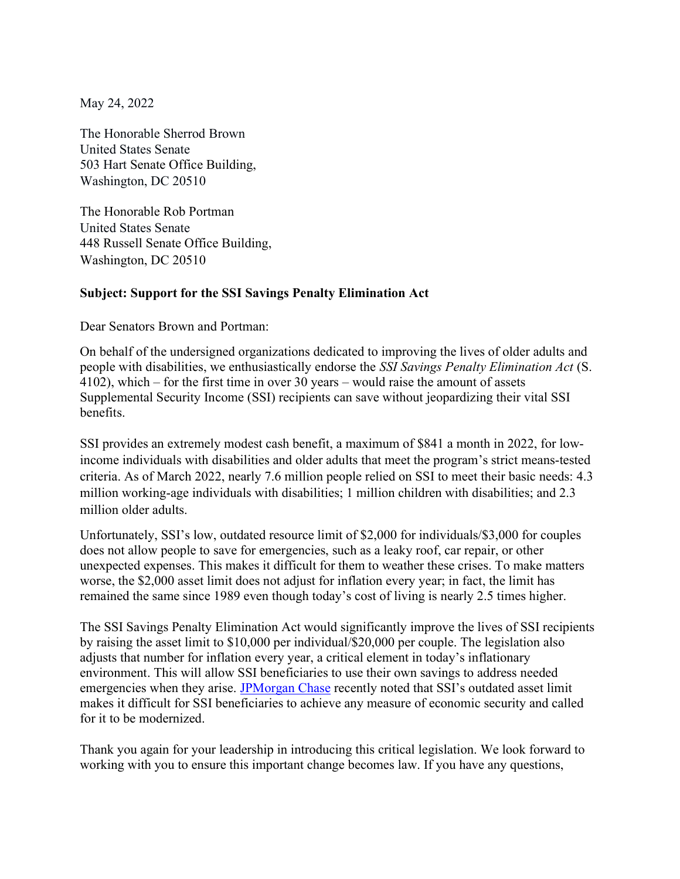May 24, 2022

The Honorable Sherrod Brown
United States Senate
503 Hart Senate Office Building,
Washington, DC 20510

The Honorable Rob Portman
United States Senate
448 Russell Senate Office Building,
Washington, DC 20510

**Subject: Support for the SSI Savings Penalty Elimination Act**

Dear Senators Brown and Portman:

On behalf of the undersigned organizations dedicated to improving the lives of older adults and people with disabilities, we enthusiastically endorse the *SSI Savings Penalty Elimination Act* (S. 4102), which – for the first time in over 30 years – would raise the amount of assets Supplemental Security Income (SSI) recipients can save without jeopardizing their vital SSI benefits.

SSI provides an extremely modest cash benefit, a maximum of $841 a month in 2022, for low-income individuals with disabilities and older adults that meet the program's strict means-tested criteria. As of March 2022, nearly 7.6 million people relied on SSI to meet their basic needs: 4.3 million working-age individuals with disabilities; 1 million children with disabilities; and 2.3 million older adults.

Unfortunately, SSI's low, outdated resource limit of $2,000 for individuals/$3,000 for couples does not allow people to save for emergencies, such as a leaky roof, car repair, or other unexpected expenses. This makes it difficult for them to weather these crises. To make matters worse, the $2,000 asset limit does not adjust for inflation every year; in fact, the limit has remained the same since 1989 even though today's cost of living is nearly 2.5 times higher.

The SSI Savings Penalty Elimination Act would significantly improve the lives of SSI recipients by raising the asset limit to $10,000 per individual/$20,000 per couple. The legislation also adjusts that number for inflation every year, a critical element in today's inflationary environment. This will allow SSI beneficiaries to use their own savings to address needed emergencies when they arise. JPMorgan Chase recently noted that SSI's outdated asset limit makes it difficult for SSI beneficiaries to achieve any measure of economic security and called for it to be modernized.

Thank you again for your leadership in introducing this critical legislation. We look forward to working with you to ensure this important change becomes law. If you have any questions,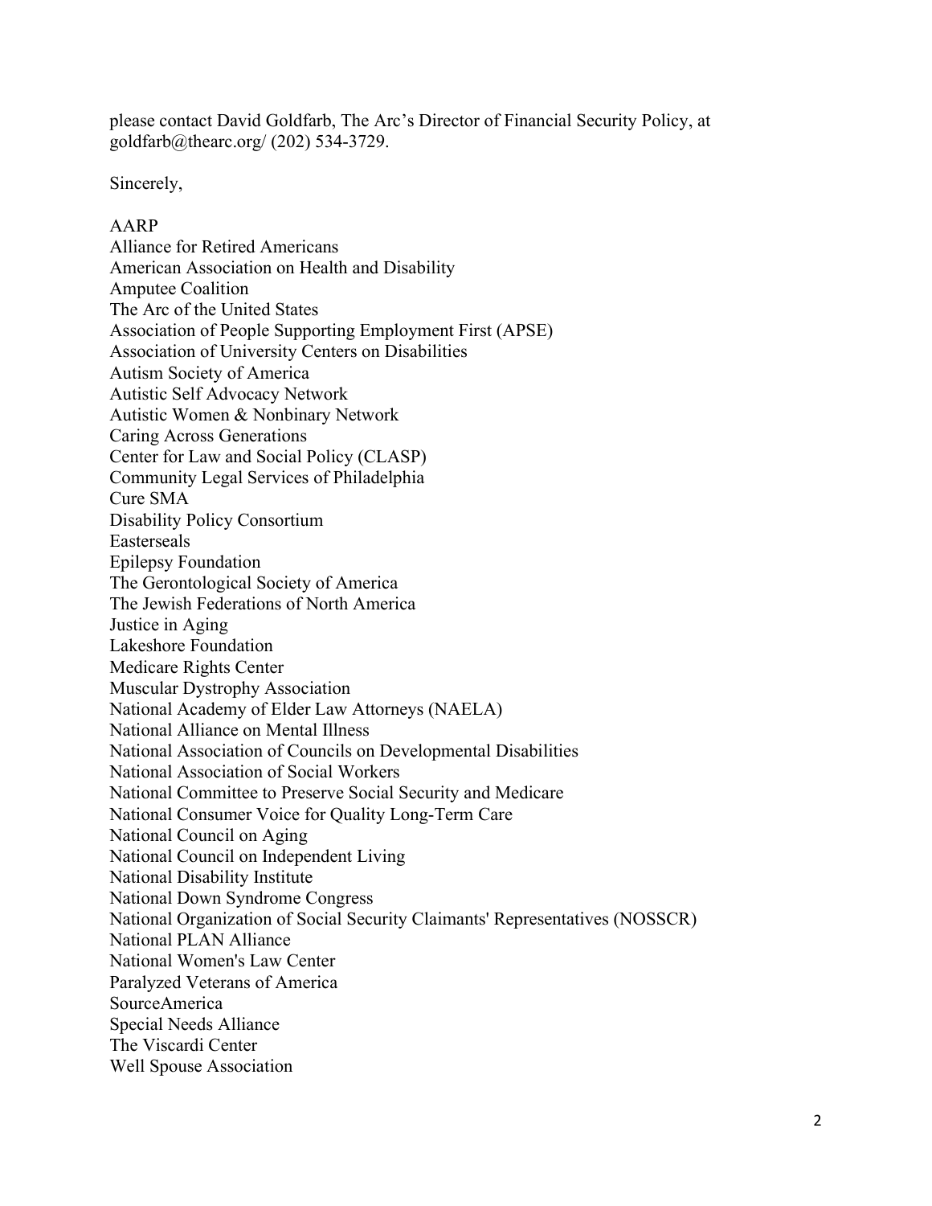please contact David Goldfarb, The Arc's Director of Financial Security Policy, at goldfarb@thearc.org/ (202) 534-3729.

Sincerely,

AARP
Alliance for Retired Americans
American Association on Health and Disability
Amputee Coalition
The Arc of the United States
Association of People Supporting Employment First (APSE)
Association of University Centers on Disabilities
Autism Society of America
Autistic Self Advocacy Network
Autistic Women & Nonbinary Network
Caring Across Generations
Center for Law and Social Policy (CLASP)
Community Legal Services of Philadelphia
Cure SMA
Disability Policy Consortium
Easterseals
Epilepsy Foundation
The Gerontological Society of America
The Jewish Federations of North America
Justice in Aging
Lakeshore Foundation
Medicare Rights Center
Muscular Dystrophy Association
National Academy of Elder Law Attorneys (NAELA)
National Alliance on Mental Illness
National Association of Councils on Developmental Disabilities
National Association of Social Workers
National Committee to Preserve Social Security and Medicare
National Consumer Voice for Quality Long-Term Care
National Council on Aging
National Council on Independent Living
National Disability Institute
National Down Syndrome Congress
National Organization of Social Security Claimants' Representatives (NOSSCR)
National PLAN Alliance
National Women's Law Center
Paralyzed Veterans of America
SourceAmerica
Special Needs Alliance
The Viscardi Center
Well Spouse Association